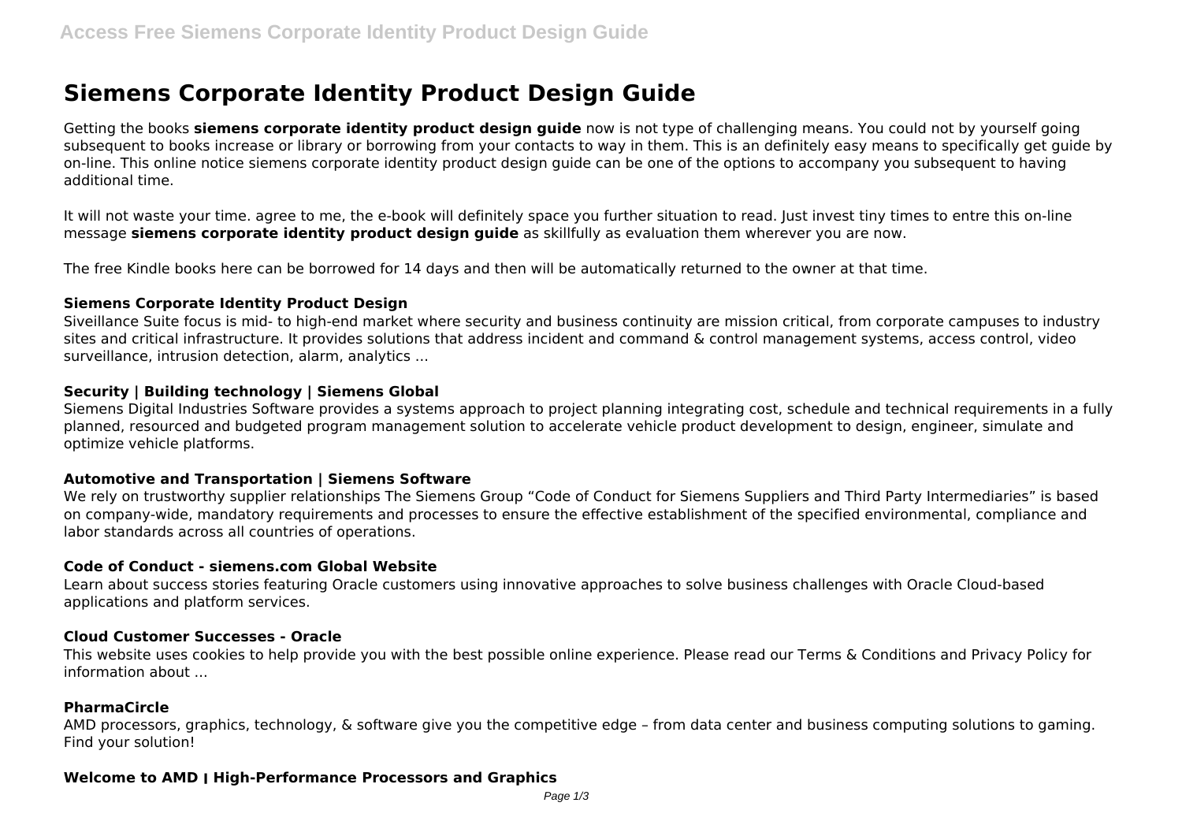# Siemens Corporate Identity Product Design Guide

Getting the books **siemens corporate identity product design guide** now is not type of challenging means. You could not by yourself going subsequent to books increase or library or borrowing from your contacts to way in them. This is an definitely easy means to specifically get guide by on-line. This online notice siemens corporate identity product design guide can be one of the options to accompany you subsequent to having additional time.

It will not waste your time. agree to me, the e-book will definitely space you further situation to read. Just invest tiny times to entre this on-line message **siemens corporate identity product design guide** as skillfully as evaluation them wherever you are now.

The free Kindle books here can be borrowed for 14 days and then will be automatically returned to the owner at that time.

### Siemens Corporate Identity Product Design

Siveillance Suite focus is mid- to high-end market where security and business continuity are mission critical, from corporate campuses to industry sites and critical infrastructure. It provides solutions that address incident and command & control management systems, access control, video surveillance, intrusion detection, alarm, analytics ...

### Security | Building technology | Siemens Global

Siemens Digital Industries Software provides a systems approach to project planning integrating cost, schedule and technical requirements in a fully planned, resourced and budgeted program management solution to accelerate vehicle product development to design, engineer, simulate and optimize vehicle platforms.

### Automotive and Transportation | Siemens Software

We rely on trustworthy supplier relationships The Siemens Group "Code of Conduct for Siemens Suppliers and Third Party Intermediaries" is based on company-wide, mandatory requirements and processes to ensure the effective establishment of the specified environmental, compliance and labor standards across all countries of operations.

### Code of Conduct - siemens.com Global Website

Learn about success stories featuring Oracle customers using innovative approaches to solve business challenges with Oracle Cloud-based applications and platform services.

### Cloud Customer Successes - Oracle

This website uses cookies to help provide you with the best possible online experience. Please read our Terms & Conditions and Privacy Policy for information about ...

### PharmaCircle

AMD processors, graphics, technology, & software give you the competitive edge – from data center and business computing solutions to gaming. Find your solution!

### Welcome to AMD | High-Performance Processors and Graphics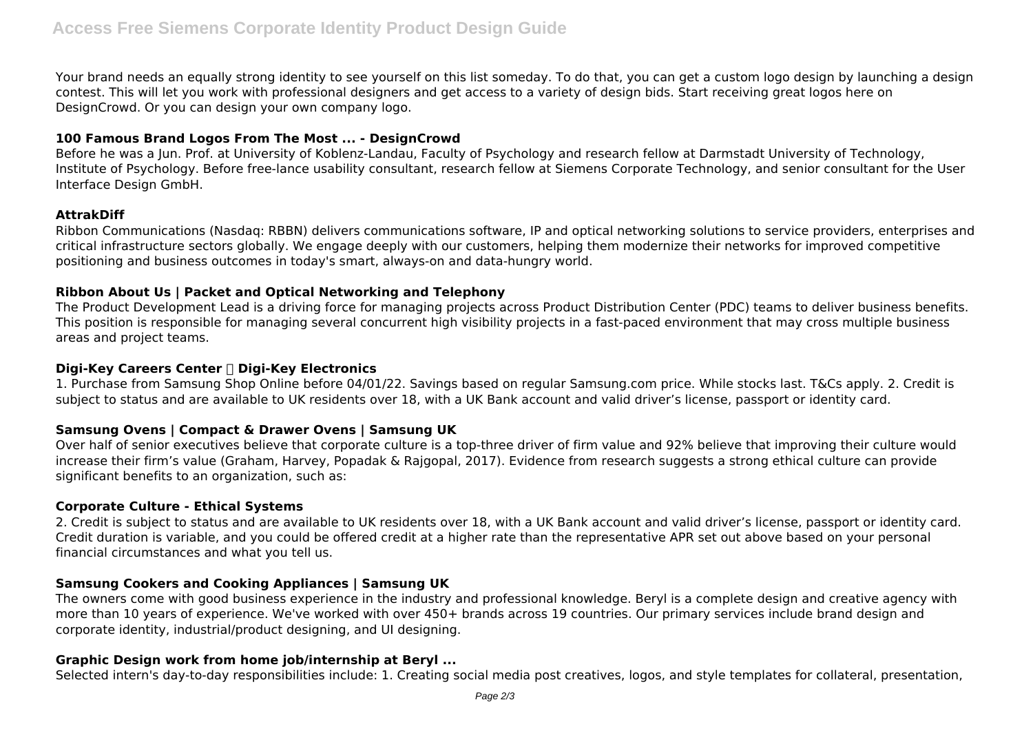Your brand needs an equally strong identity to see yourself on this list someday. To do that, you can get a custom logo design by launching a design contest. This will let you work with professional designers and get access to a variety of design bids. Start receiving great logos here on DesignCrowd. Or you can design your own company logo.

### 100 Famous Brand Logos From The Most ... - DesignCrowd

Before he was a Jun. Prof. at University of Koblenz-Landau, Faculty of Psychology and research fellow at Darmstadt University of Technology, Institute of Psychology. Before free-lance usability consultant, research fellow at Siemens Corporate Technology, and senior consultant for the User Interface Design GmbH.

### AttrakDiff

Ribbon Communications (Nasdaq: RBBN) delivers communications software, IP and optical networking solutions to service providers, enterprises and critical infrastructure sectors globally. We engage deeply with our customers, helping them modernize their networks for improved competitive positioning and business outcomes in today's smart, always-on and data-hungry world.

### Ribbon About Us | Packet and Optical Networking and Telephony

The Product Development Lead is a driving force for managing projects across Product Distribution Center (PDC) teams to deliver business benefits. This position is responsible for managing several concurrent high visibility projects in a fast-paced environment that may cross multiple business areas and project teams.

### Digi-Key Careers Center  Digi-Key Electronics

1. Purchase from Samsung Shop Online before 04/01/22. Savings based on regular Samsung.com price. While stocks last. T&Cs apply. 2. Credit is subject to status and are available to UK residents over 18, with a UK Bank account and valid driver's license, passport or identity card.

### Samsung Ovens | Compact & Drawer Ovens | Samsung UK

Over half of senior executives believe that corporate culture is a top-three driver of firm value and 92% believe that improving their culture would increase their firm's value (Graham, Harvey, Popadak & Rajgopal, 2017). Evidence from research suggests a strong ethical culture can provide significant benefits to an organization, such as:

### Corporate Culture - Ethical Systems

2. Credit is subject to status and are available to UK residents over 18, with a UK Bank account and valid driver's license, passport or identity card. Credit duration is variable, and you could be offered credit at a higher rate than the representative APR set out above based on your personal financial circumstances and what you tell us.

### Samsung Cookers and Cooking Appliances | Samsung UK

The owners come with good business experience in the industry and professional knowledge. Beryl is a complete design and creative agency with more than 10 years of experience. We've worked with over 450+ brands across 19 countries. Our primary services include brand design and corporate identity, industrial/product designing, and UI designing.

### Graphic Design work from home job/internship at Beryl ...

Selected intern's day-to-day responsibilities include: 1. Creating social media post creatives, logos, and style templates for collateral, presentation,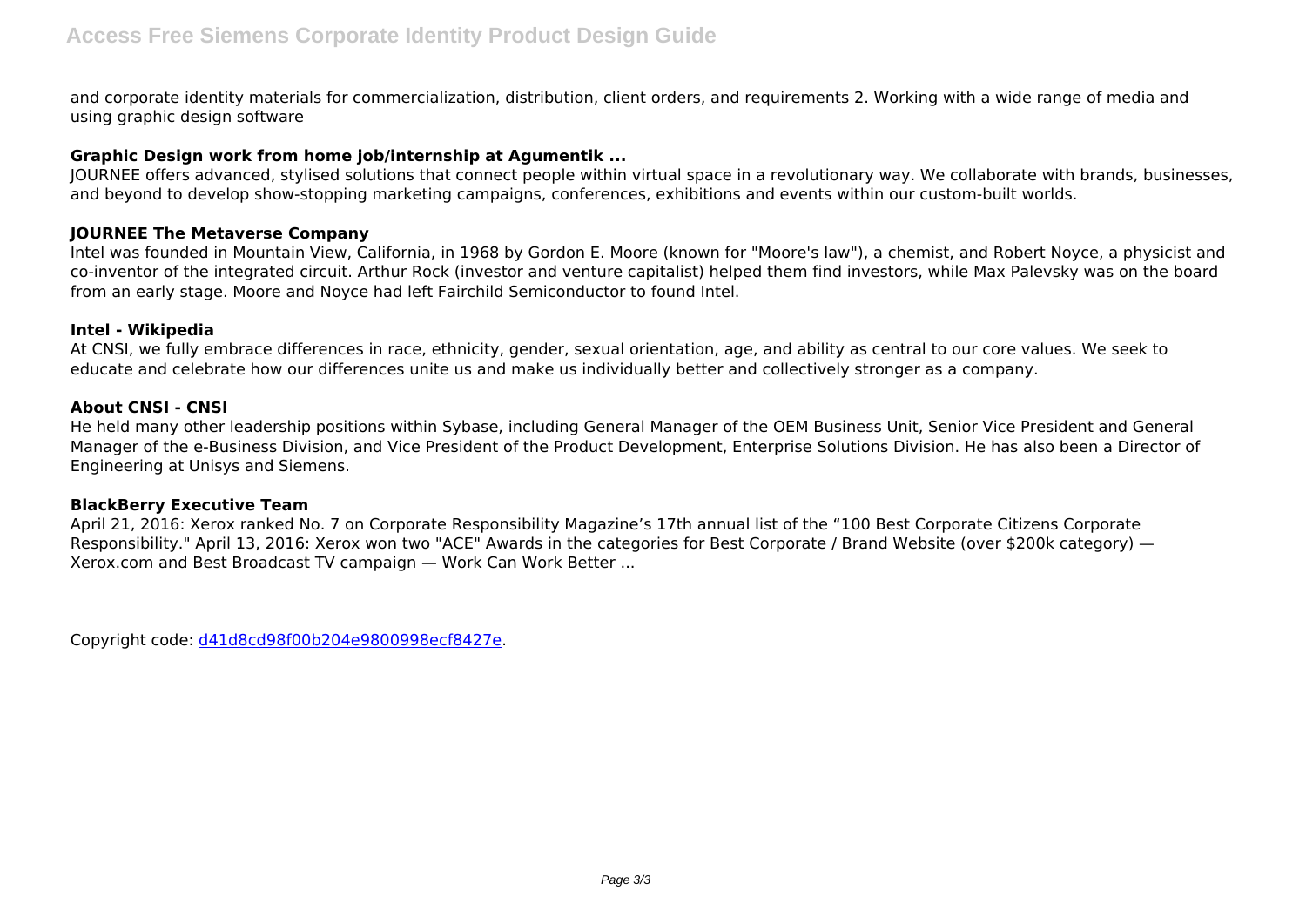and corporate identity materials for commercialization, distribution, client orders, and requirements 2. Working with a wide range of media and using graphic design software

**Graphic Design work from home job/internship at Agumentik ...**

JOURNEE offers advanced, stylised solutions that connect people within virtual space in a revolutionary way. We collaborate with brands, businesses, and beyond to develop show-stopping marketing campaigns, conferences, exhibitions and events within our custom-built worlds.

**JOURNEE The Metaverse Company**

Intel was founded in Mountain View, California, in 1968 by Gordon E. Moore (known for "Moore's law"), a chemist, and Robert Noyce, a physicist and co-inventor of the integrated circuit. Arthur Rock (investor and venture capitalist) helped them find investors, while Max Palevsky was on the board from an early stage. Moore and Noyce had left Fairchild Semiconductor to found Intel.

**Intel - Wikipedia**

At CNSI, we fully embrace differences in race, ethnicity, gender, sexual orientation, age, and ability as central to our core values. We seek to educate and celebrate how our differences unite us and make us individually better and collectively stronger as a company.

**About CNSI - CNSI**

He held many other leadership positions within Sybase, including General Manager of the OEM Business Unit, Senior Vice President and General Manager of the e-Business Division, and Vice President of the Product Development, Enterprise Solutions Division. He has also been a Director of Engineering at Unisys and Siemens.

**BlackBerry Executive Team**

April 21, 2016: Xerox ranked No. 7 on Corporate Responsibility Magazine's 17th annual list of the "100 Best Corporate Citizens Corporate Responsibility." April 13, 2016: Xerox won two "ACE" Awards in the categories for Best Corporate / Brand Website (over $200k category) — Xerox.com and Best Broadcast TV campaign — Work Can Work Better ...

Copyright code: d41d8cd98f00b204e9800998ecf8427e.